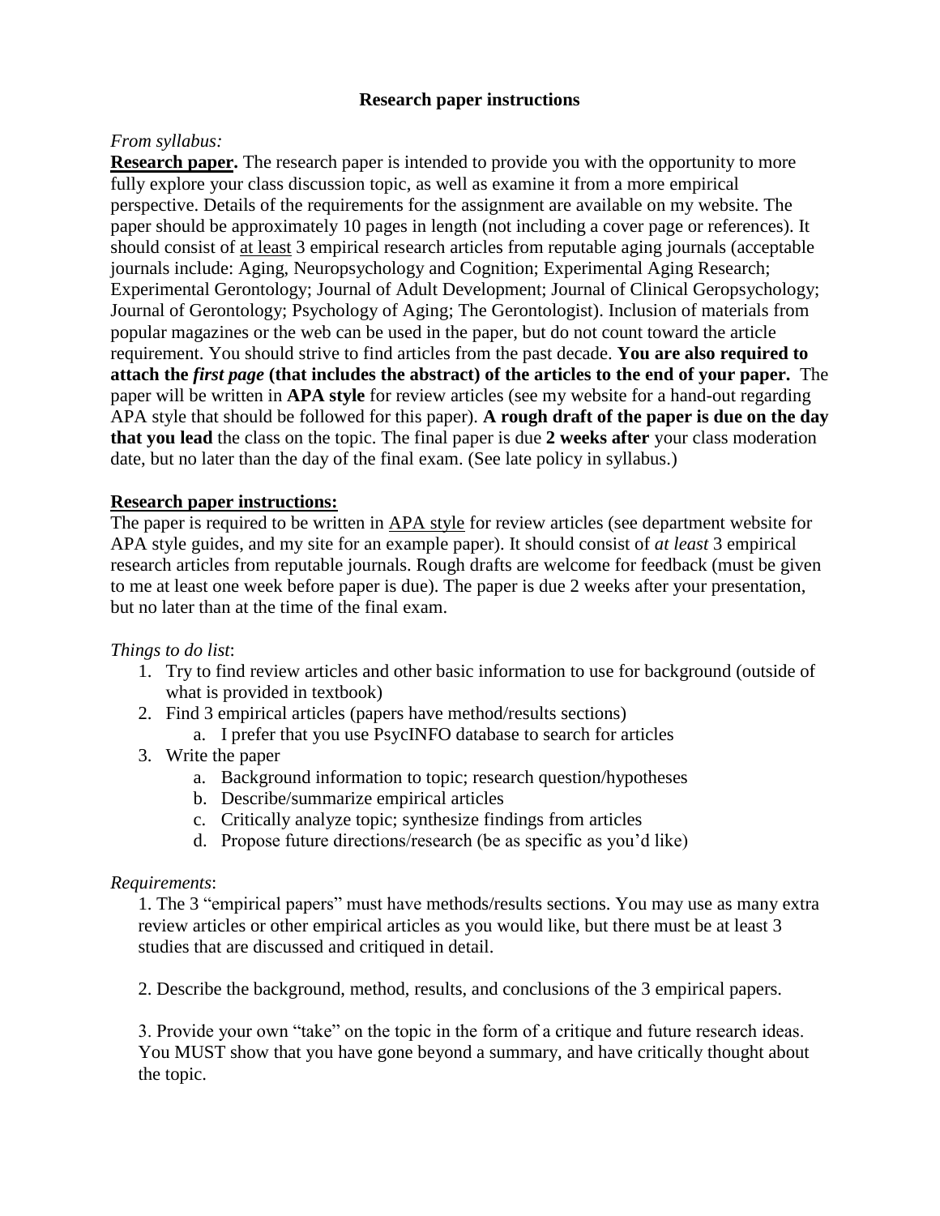# Research paper instructions

*From syllabus:*

**<u>Research paper</u>.** The research paper is intended to provide you with the opportunity to more fully explore your class discussion topic, as well as examine it from a more empirical perspective. Details of the requirements for the assignment are available on my website. The paper should be approximately 10 pages in length (not including a cover page or references). It should consist of <u>at least</u> 3 empirical research articles from reputable aging journals (acceptable journals include: Aging, Neuropsychology and Cognition; Experimental Aging Research; Experimental Gerontology; Journal of Adult Development; Journal of Clinical Geropsychology; Journal of Gerontology; Psychology of Aging; The Gerontologist). Inclusion of materials from popular magazines or the web can be used in the paper, but do not count toward the article requirement. You should strive to find articles from the past decade. **You are also required to attach the *first page* (that includes the abstract) of the articles to the end of your paper.** The paper will be written in **APA style** for review articles (see my website for a hand-out regarding APA style that should be followed for this paper). **A rough draft of the paper is due on the day that you lead** the class on the topic. The final paper is due **2 weeks after** your class moderation date, but no later than the day of the final exam. (See late policy in syllabus.)

## <u>Research paper instructions:</u>

The paper is required to be written in <u>APA style</u> for review articles (see department website for APA style guides, and my site for an example paper). It should consist of *at least* 3 empirical research articles from reputable journals. Rough drafts are welcome for feedback (must be given to me at least one week before paper is due). The paper is due 2 weeks after your presentation, but no later than at the time of the final exam.

*Things to do list*:

1. Try to find review articles and other basic information to use for background (outside of what is provided in textbook)
2. Find 3 empirical articles (papers have method/results sections)
    a. I prefer that you use PsycINFO database to search for articles
3. Write the paper
    a. Background information to topic; research question/hypotheses
    b. Describe/summarize empirical articles
    c. Critically analyze topic; synthesize findings from articles
    d. Propose future directions/research (be as specific as you'd like)

*Requirements*:

1. The 3 "empirical papers" must have methods/results sections. You may use as many extra review articles or other empirical articles as you would like, but there must be at least 3 studies that are discussed and critiqued in detail.

2. Describe the background, method, results, and conclusions of the 3 empirical papers.

3. Provide your own "take" on the topic in the form of a critique and future research ideas. You MUST show that you have gone beyond a summary, and have critically thought about the topic.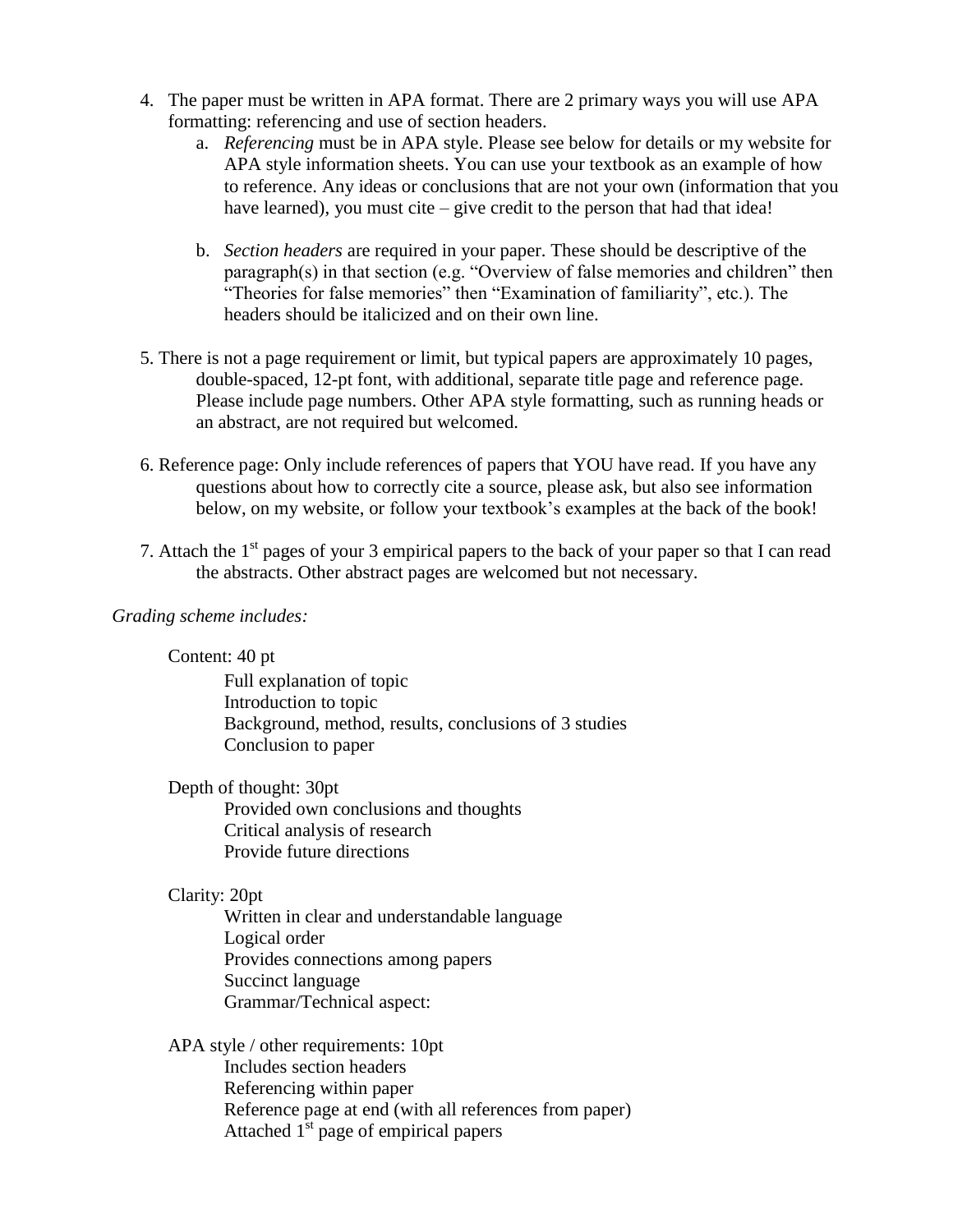4. The paper must be written in APA format. There are 2 primary ways you will use APA formatting: referencing and use of section headers.
    a. *Referencing* must be in APA style. Please see below for details or my website for APA style information sheets. You can use your textbook as an example of how to reference. Any ideas or conclusions that are not your own (information that you have learned), you must cite – give credit to the person that had that idea!

    b. *Section headers* are required in your paper. These should be descriptive of the paragraph(s) in that section (e.g. "Overview of false memories and children" then "Theories for false memories" then "Examination of familiarity", etc.). The headers should be italicized and on their own line.

5. There is not a page requirement or limit, but typical papers are approximately 10 pages, double-spaced, 12-pt font, with additional, separate title page and reference page. Please include page numbers. Other APA style formatting, such as running heads or an abstract, are not required but welcomed.

6. Reference page: Only include references of papers that YOU have read. If you have any questions about how to correctly cite a source, please ask, but also see information below, on my website, or follow your textbook's examples at the back of the book!

7. Attach the 1st pages of your 3 empirical papers to the back of your paper so that I can read the abstracts. Other abstract pages are welcomed but not necessary.

*Grading scheme includes:*

Content: 40 pt
- Full explanation of topic
- Introduction to topic
- Background, method, results, conclusions of 3 studies
- Conclusion to paper

Depth of thought: 30pt
- Provided own conclusions and thoughts
- Critical analysis of research
- Provide future directions

Clarity: 20pt
- Written in clear and understandable language
- Logical order
- Provides connections among papers
- Succinct language
- Grammar/Technical aspect:

APA style / other requirements: 10pt
- Includes section headers
- Referencing within paper
- Reference page at end (with all references from paper)
- Attached 1st page of empirical papers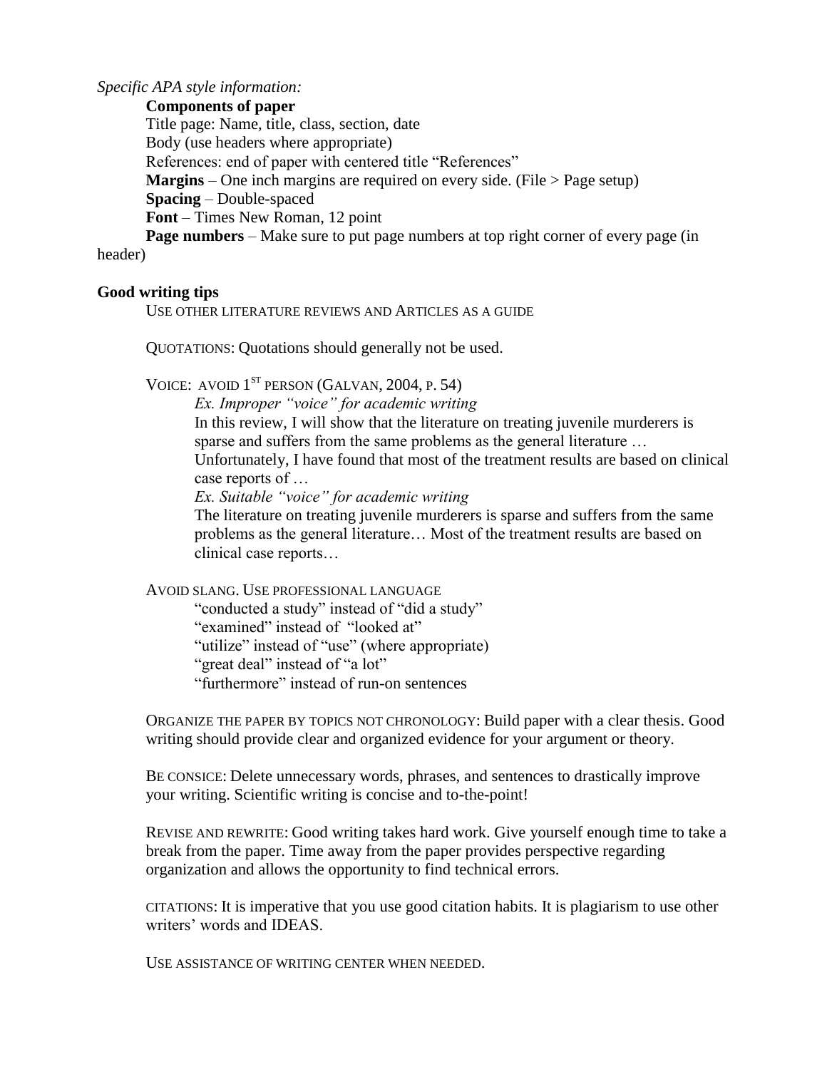*Specific APA style information:*

**Components of paper**

Title page: Name, title, class, section, date

Body (use headers where appropriate)

References: end of paper with centered title "References"

**Margins** – One inch margins are required on every side. (File > Page setup)

**Spacing** – Double-spaced

**Font** – Times New Roman, 12 point

**Page numbers** – Make sure to put page numbers at top right corner of every page (in header)

**Good writing tips**

USE OTHER LITERATURE REVIEWS AND ARTICLES AS A GUIDE

QUOTATIONS: Quotations should generally not be used.

VOICE: AVOID 1ST PERSON (GALVAN, 2004, P. 54)

*Ex. Improper "voice" for academic writing*

In this review, I will show that the literature on treating juvenile murderers is sparse and suffers from the same problems as the general literature … Unfortunately, I have found that most of the treatment results are based on clinical case reports of …

*Ex. Suitable "voice" for academic writing*

The literature on treating juvenile murderers is sparse and suffers from the same problems as the general literature… Most of the treatment results are based on clinical case reports…

AVOID SLANG. USE PROFESSIONAL LANGUAGE

"conducted a study" instead of "did a study"
"examined" instead of "looked at"
"utilize" instead of "use" (where appropriate)
"great deal" instead of "a lot"
"furthermore" instead of run-on sentences

ORGANIZE THE PAPER BY TOPICS NOT CHRONOLOGY: Build paper with a clear thesis. Good writing should provide clear and organized evidence for your argument or theory.

BE CONSICE: Delete unnecessary words, phrases, and sentences to drastically improve your writing. Scientific writing is concise and to-the-point!

REVISE AND REWRITE: Good writing takes hard work. Give yourself enough time to take a break from the paper. Time away from the paper provides perspective regarding organization and allows the opportunity to find technical errors.

CITATIONS: It is imperative that you use good citation habits. It is plagiarism to use other writers' words and IDEAS.

USE ASSISTANCE OF WRITING CENTER WHEN NEEDED.